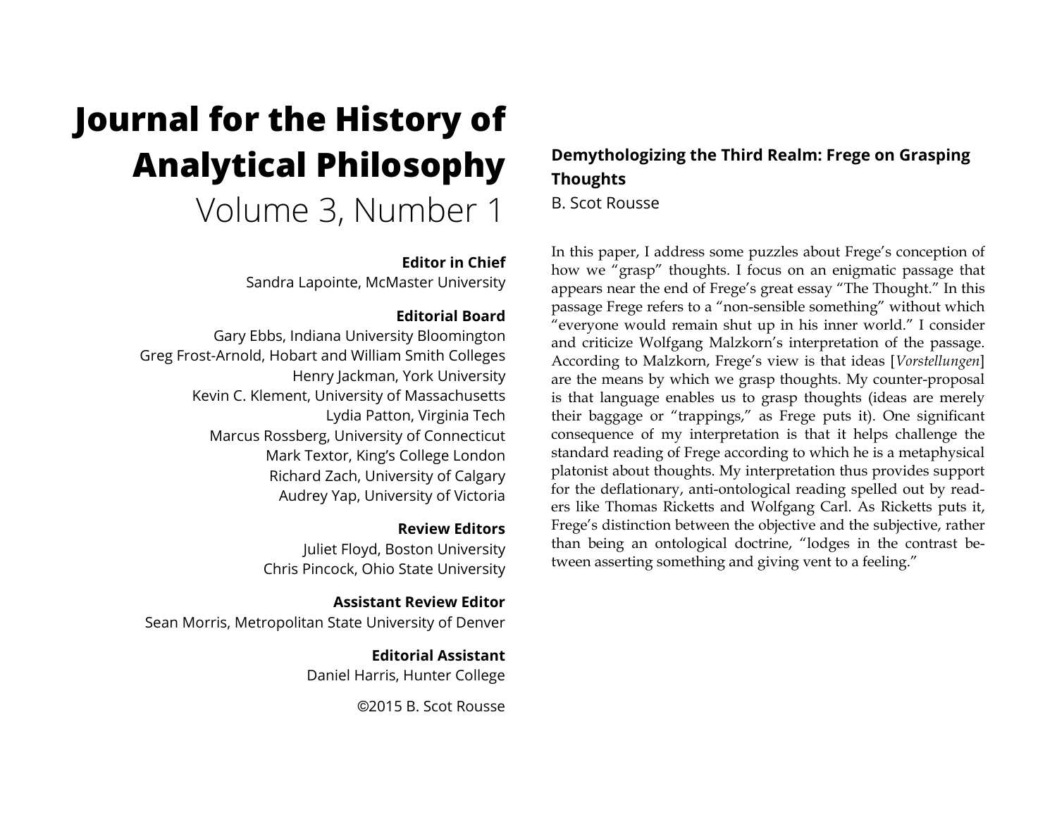# Journal for the History of Analytical Philosophy

Volume 3, Number 1

**Editor in Chief**
Sandra Lapointe, McMaster University

**Editorial Board**
Gary Ebbs, Indiana University Bloomington
Greg Frost-Arnold, Hobart and William Smith Colleges
Henry Jackman, York University
Kevin C. Klement, University of Massachusetts
Lydia Patton, Virginia Tech
Marcus Rossberg, University of Connecticut
Mark Textor, King's College London
Richard Zach, University of Calgary
Audrey Yap, University of Victoria

**Review Editors**
Juliet Floyd, Boston University
Chris Pincock, Ohio State University

**Assistant Review Editor**
Sean Morris, Metropolitan State University of Denver

**Editorial Assistant**
Daniel Harris, Hunter College

©2015 B. Scot Rousse

## Demythologizing the Third Realm: Frege on Grasping Thoughts

B. Scot Rousse

In this paper, I address some puzzles about Frege's conception of how we "grasp" thoughts. I focus on an enigmatic passage that appears near the end of Frege's great essay "The Thought." In this passage Frege refers to a "non-sensible something" without which "everyone would remain shut up in his inner world." I consider and criticize Wolfgang Malzkorn's interpretation of the passage. According to Malzkorn, Frege's view is that ideas [*Vorstellungen*] are the means by which we grasp thoughts. My counter-proposal is that language enables us to grasp thoughts (ideas are merely their baggage or "trappings," as Frege puts it). One significant consequence of my interpretation is that it helps challenge the standard reading of Frege according to which he is a metaphysical platonist about thoughts. My interpretation thus provides support for the deflationary, anti-ontological reading spelled out by readers like Thomas Ricketts and Wolfgang Carl. As Ricketts puts it, Frege's distinction between the objective and the subjective, rather than being an ontological doctrine, "lodges in the contrast between asserting something and giving vent to a feeling."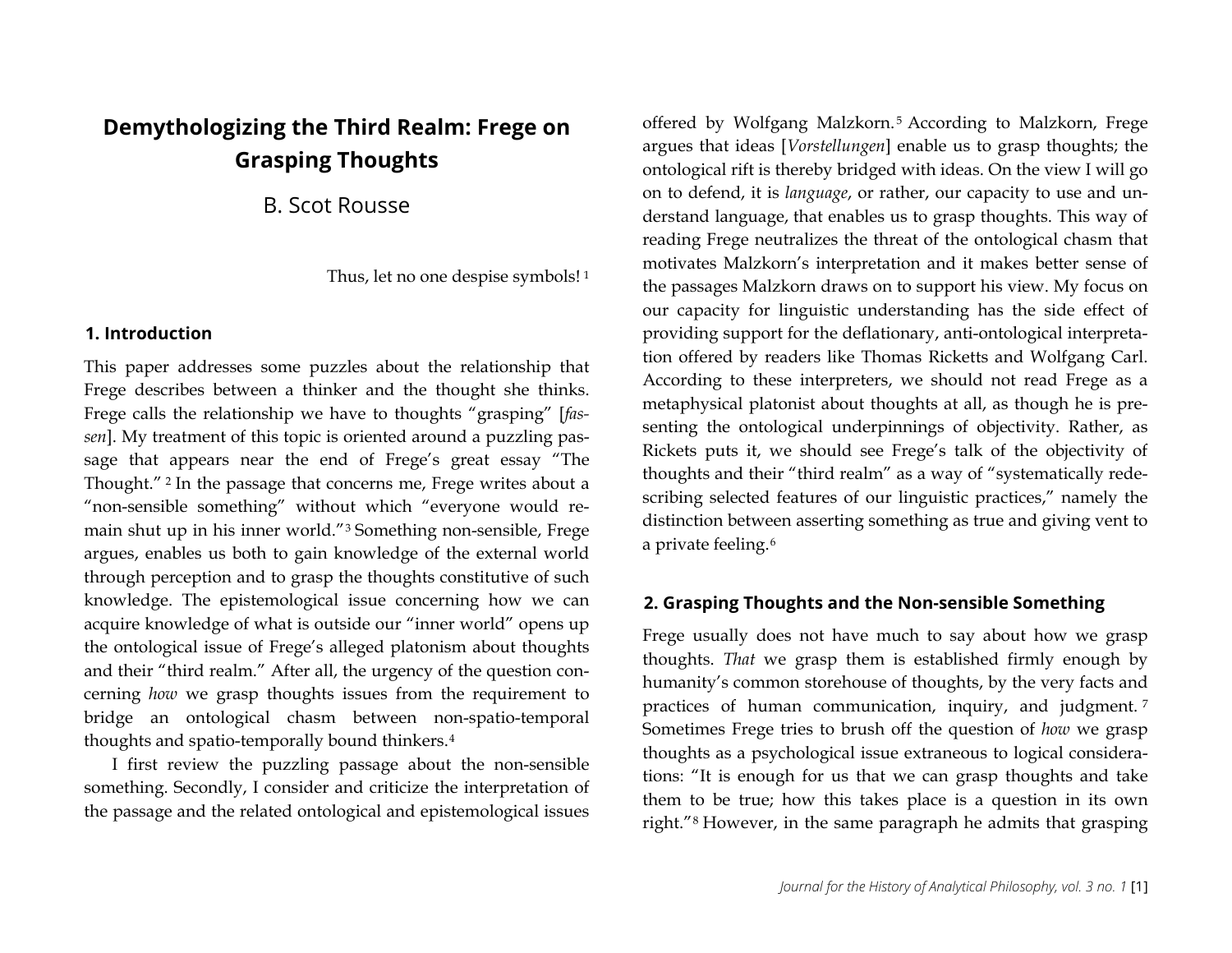# Demythologizing the Third Realm: Frege on Grasping Thoughts

B. Scot Rousse

> Thus, let no one despise symbols! [1]

## 1. Introduction

This paper addresses some puzzles about the relationship that Frege describes between a thinker and the thought she thinks. Frege calls the relationship we have to thoughts "grasping" [*fassen*]. My treatment of this topic is oriented around a puzzling passage that appears near the end of Frege's great essay "The Thought." [2] In the passage that concerns me, Frege writes about a "non-sensible something" without which "everyone would remain shut up in his inner world."[3] Something non-sensible, Frege argues, enables us both to gain knowledge of the external world through perception and to grasp the thoughts constitutive of such knowledge. The epistemological issue concerning how we can acquire knowledge of what is outside our "inner world" opens up the ontological issue of Frege's alleged platonism about thoughts and their "third realm." After all, the urgency of the question concerning *how* we grasp thoughts issues from the requirement to bridge an ontological chasm between non-spatio-temporal thoughts and spatio-temporally bound thinkers.[4]

I first review the puzzling passage about the non-sensible something. Secondly, I consider and criticize the interpretation of the passage and the related ontological and epistemological issues offered by Wolfgang Malzkorn.[5] According to Malzkorn, Frege argues that ideas [*Vorstellungen*] enable us to grasp thoughts; the ontological rift is thereby bridged with ideas. On the view I will go on to defend, it is *language*, or rather, our capacity to use and understand language, that enables us to grasp thoughts. This way of reading Frege neutralizes the threat of the ontological chasm that motivates Malzkorn's interpretation and it makes better sense of the passages Malzkorn draws on to support his view. My focus on our capacity for linguistic understanding has the side effect of providing support for the deflationary, anti-ontological interpretation offered by readers like Thomas Ricketts and Wolfgang Carl. According to these interpreters, we should not read Frege as a metaphysical platonist about thoughts at all, as though he is presenting the ontological underpinnings of objectivity. Rather, as Rickets puts it, we should see Frege's talk of the objectivity of thoughts and their "third realm" as a way of "systematically redescribing selected features of our linguistic practices," namely the distinction between asserting something as true and giving vent to a private feeling.[6]

## 2. Grasping Thoughts and the Non-sensible Something

Frege usually does not have much to say about how we grasp thoughts. *That* we grasp them is established firmly enough by humanity's common storehouse of thoughts, by the very facts and practices of human communication, inquiry, and judgment.[7] Sometimes Frege tries to brush off the question of *how* we grasp thoughts as a psychological issue extraneous to logical considerations: "It is enough for us that we can grasp thoughts and take them to be true; how this takes place is a question in its own right."[8] However, in the same paragraph he admits that grasping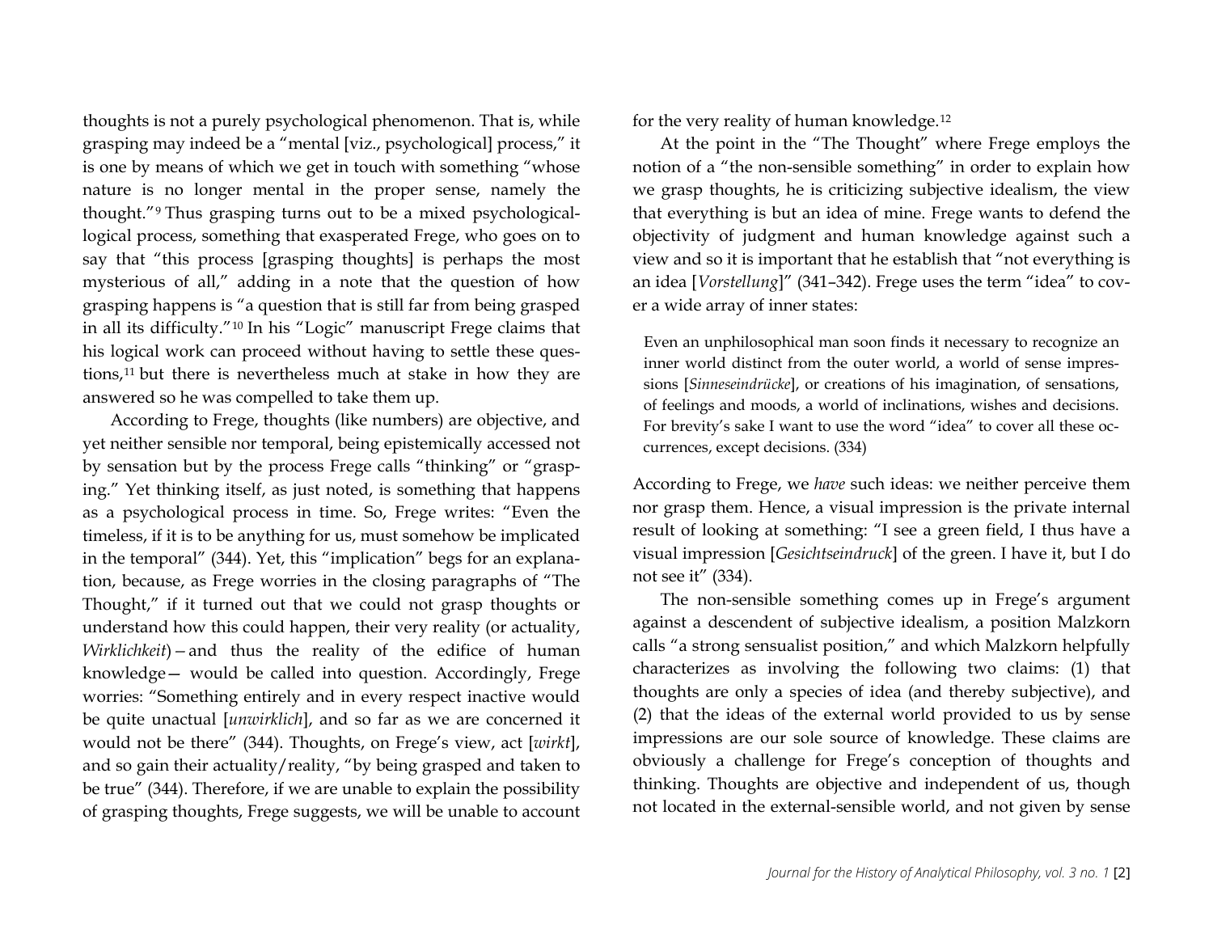thoughts is not a purely psychological phenomenon. That is, while grasping may indeed be a "mental [viz., psychological] process," it is one by means of which we get in touch with something "whose nature is no longer mental in the proper sense, namely the thought."[9] Thus grasping turns out to be a mixed psychological-logical process, something that exasperated Frege, who goes on to say that "this process [grasping thoughts] is perhaps the most mysterious of all," adding in a note that the question of how grasping happens is "a question that is still far from being grasped in all its difficulty."[10] In his "Logic" manuscript Frege claims that his logical work can proceed without having to settle these questions,[11] but there is nevertheless much at stake in how they are answered so he was compelled to take them up.

According to Frege, thoughts (like numbers) are objective, and yet neither sensible nor temporal, being epistemically accessed not by sensation but by the process Frege calls "thinking" or "grasping." Yet thinking itself, as just noted, is something that happens as a psychological process in time. So, Frege writes: "Even the timeless, if it is to be anything for us, must somehow be implicated in the temporal" (344). Yet, this "implication" begs for an explanation, because, as Frege worries in the closing paragraphs of "The Thought," if it turned out that we could not grasp thoughts or understand how this could happen, their very reality (or actuality, *Wirklichkeit*) – and thus the reality of the edifice of human knowledge— would be called into question. Accordingly, Frege worries: "Something entirely and in every respect inactive would be quite unactual [*unwirklich*], and so far as we are concerned it would not be there" (344). Thoughts, on Frege's view, act [*wirkt*], and so gain their actuality/reality, "by being grasped and taken to be true" (344). Therefore, if we are unable to explain the possibility of grasping thoughts, Frege suggests, we will be unable to account for the very reality of human knowledge.[12]

At the point in the "The Thought" where Frege employs the notion of a "the non-sensible something" in order to explain how we grasp thoughts, he is criticizing subjective idealism, the view that everything is but an idea of mine. Frege wants to defend the objectivity of judgment and human knowledge against such a view and so it is important that he establish that "not everything is an idea [*Vorstellung*]" (341–342). Frege uses the term "idea" to cover a wide array of inner states:

> Even an unphilosophical man soon finds it necessary to recognize an inner world distinct from the outer world, a world of sense impressions [*Sinneseindrücke*], or creations of his imagination, of sensations, of feelings and moods, a world of inclinations, wishes and decisions. For brevity's sake I want to use the word "idea" to cover all these occurrences, except decisions. (334)

According to Frege, we *have* such ideas: we neither perceive them nor grasp them. Hence, a visual impression is the private internal result of looking at something: "I see a green field, I thus have a visual impression [*Gesichtseindruck*] of the green. I have it, but I do not see it" (334).

The non-sensible something comes up in Frege's argument against a descendent of subjective idealism, a position Malzkorn calls "a strong sensualist position," and which Malzkorn helpfully characterizes as involving the following two claims: (1) that thoughts are only a species of idea (and thereby subjective), and (2) that the ideas of the external world provided to us by sense impressions are our sole source of knowledge. These claims are obviously a challenge for Frege's conception of thoughts and thinking. Thoughts are objective and independent of us, though not located in the external-sensible world, and not given by sense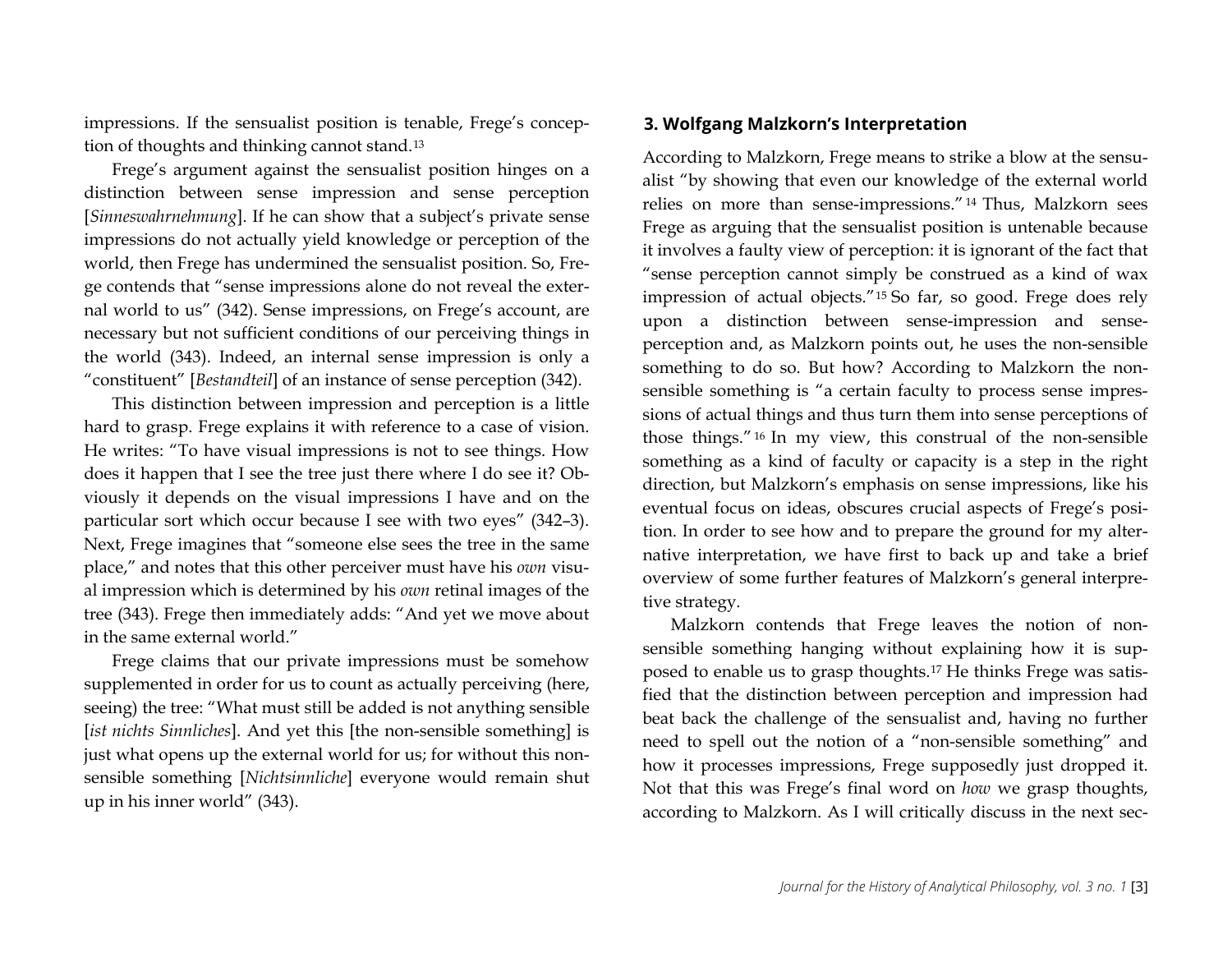impressions. If the sensualist position is tenable, Frege's conception of thoughts and thinking cannot stand.[13]

Frege's argument against the sensualist position hinges on a distinction between sense impression and sense perception [*Sinneswahrnehmung*]. If he can show that a subject's private sense impressions do not actually yield knowledge or perception of the world, then Frege has undermined the sensualist position. So, Frege contends that "sense impressions alone do not reveal the external world to us" (342). Sense impressions, on Frege's account, are necessary but not sufficient conditions of our perceiving things in the world (343). Indeed, an internal sense impression is only a "constituent" [*Bestandteil*] of an instance of sense perception (342).

This distinction between impression and perception is a little hard to grasp. Frege explains it with reference to a case of vision. He writes: "To have visual impressions is not to see things. How does it happen that I see the tree just there where I do see it? Obviously it depends on the visual impressions I have and on the particular sort which occur because I see with two eyes" (342–3). Next, Frege imagines that "someone else sees the tree in the same place," and notes that this other perceiver must have his *own* visual impression which is determined by his *own* retinal images of the tree (343). Frege then immediately adds: "And yet we move about in the same external world."

Frege claims that our private impressions must be somehow supplemented in order for us to count as actually perceiving (here, seeing) the tree: "What must still be added is not anything sensible [*ist nichts Sinnliches*]. And yet this [the non-sensible something] is just what opens up the external world for us; for without this non-sensible something [*Nichtsinnliche*] everyone would remain shut up in his inner world" (343).

## 3. Wolfgang Malzkorn's Interpretation

According to Malzkorn, Frege means to strike a blow at the sensualist "by showing that even our knowledge of the external world relies on more than sense-impressions."[14] Thus, Malzkorn sees Frege as arguing that the sensualist position is untenable because it involves a faulty view of perception: it is ignorant of the fact that "sense perception cannot simply be construed as a kind of wax impression of actual objects."[15] So far, so good. Frege does rely upon a distinction between sense-impression and sense-perception and, as Malzkorn points out, he uses the non-sensible something to do so. But how? According to Malzkorn the non-sensible something is "a certain faculty to process sense impressions of actual things and thus turn them into sense perceptions of those things."[16] In my view, this construal of the non-sensible something as a kind of faculty or capacity is a step in the right direction, but Malzkorn's emphasis on sense impressions, like his eventual focus on ideas, obscures crucial aspects of Frege's position. In order to see how and to prepare the ground for my alternative interpretation, we have first to back up and take a brief overview of some further features of Malzkorn's general interpretive strategy.

Malzkorn contends that Frege leaves the notion of non-sensible something hanging without explaining how it is supposed to enable us to grasp thoughts.[17] He thinks Frege was satisfied that the distinction between perception and impression had beat back the challenge of the sensualist and, having no further need to spell out the notion of a "non-sensible something" and how it processes impressions, Frege supposedly just dropped it. Not that this was Frege's final word on *how* we grasp thoughts, according to Malzkorn. As I will critically discuss in the next sec-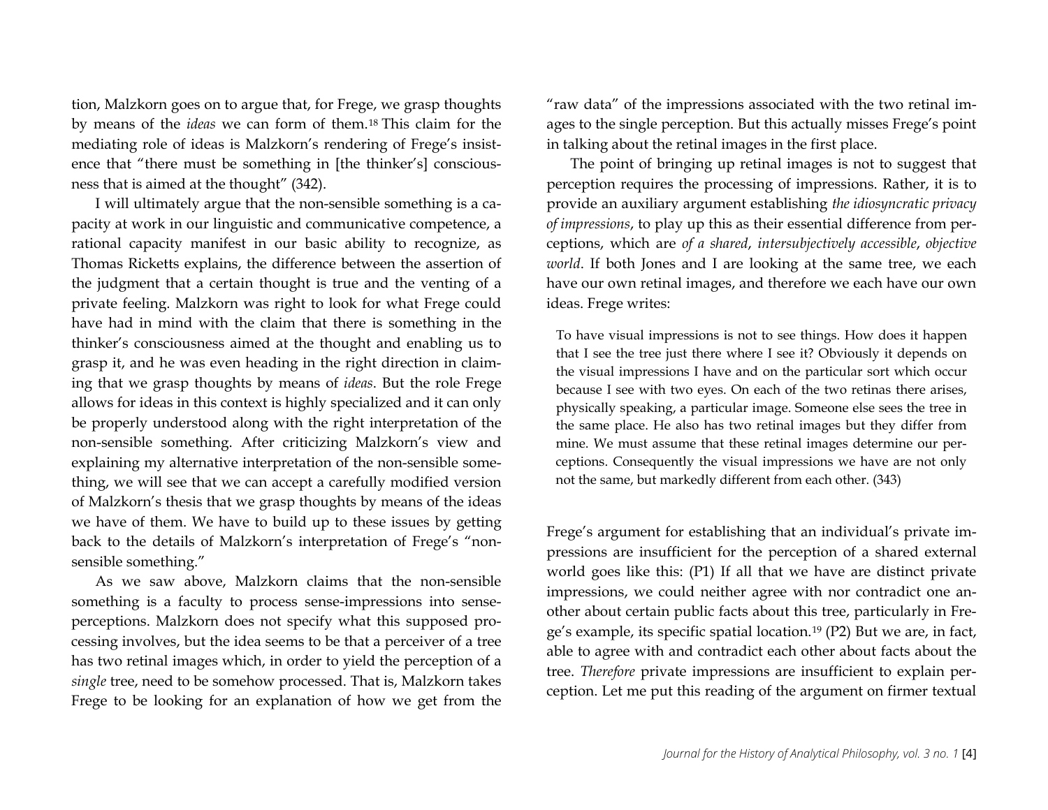tion, Malzkorn goes on to argue that, for Frege, we grasp thoughts by means of the *ideas* we can form of them.[18] This claim for the mediating role of ideas is Malzkorn's rendering of Frege's insistence that "there must be something in [the thinker's] consciousness that is aimed at the thought" (342).

I will ultimately argue that the non-sensible something is a capacity at work in our linguistic and communicative competence, a rational capacity manifest in our basic ability to recognize, as Thomas Ricketts explains, the difference between the assertion of the judgment that a certain thought is true and the venting of a private feeling. Malzkorn was right to look for what Frege could have had in mind with the claim that there is something in the thinker's consciousness aimed at the thought and enabling us to grasp it, and he was even heading in the right direction in claiming that we grasp thoughts by means of *ideas*. But the role Frege allows for ideas in this context is highly specialized and it can only be properly understood along with the right interpretation of the non-sensible something. After criticizing Malzkorn's view and explaining my alternative interpretation of the non-sensible something, we will see that we can accept a carefully modified version of Malzkorn's thesis that we grasp thoughts by means of the ideas we have of them. We have to build up to these issues by getting back to the details of Malzkorn's interpretation of Frege's "non-sensible something."

As we saw above, Malzkorn claims that the non-sensible something is a faculty to process sense-impressions into sense-perceptions. Malzkorn does not specify what this supposed processing involves, but the idea seems to be that a perceiver of a tree has two retinal images which, in order to yield the perception of a *single* tree, need to be somehow processed. That is, Malzkorn takes Frege to be looking for an explanation of how we get from the "raw data" of the impressions associated with the two retinal images to the single perception. But this actually misses Frege's point in talking about the retinal images in the first place.

The point of bringing up retinal images is not to suggest that perception requires the processing of impressions. Rather, it is to provide an auxiliary argument establishing *the idiosyncratic privacy of impressions*, to play up this as their essential difference from perceptions, which are *of a shared*, *intersubjectively accessible*, *objective world*. If both Jones and I are looking at the same tree, we each have our own retinal images, and therefore we each have our own ideas. Frege writes:

> To have visual impressions is not to see things. How does it happen that I see the tree just there where I see it? Obviously it depends on the visual impressions I have and on the particular sort which occur because I see with two eyes. On each of the two retinas there arises, physically speaking, a particular image. Someone else sees the tree in the same place. He also has two retinal images but they differ from mine. We must assume that these retinal images determine our perceptions. Consequently the visual impressions we have are not only not the same, but markedly different from each other. (343)

Frege's argument for establishing that an individual's private impressions are insufficient for the perception of a shared external world goes like this: (P1) If all that we have are distinct private impressions, we could neither agree with nor contradict one another about certain public facts about this tree, particularly in Frege's example, its specific spatial location.[19] (P2) But we are, in fact, able to agree with and contradict each other about facts about the tree. *Therefore* private impressions are insufficient to explain perception. Let me put this reading of the argument on firmer textual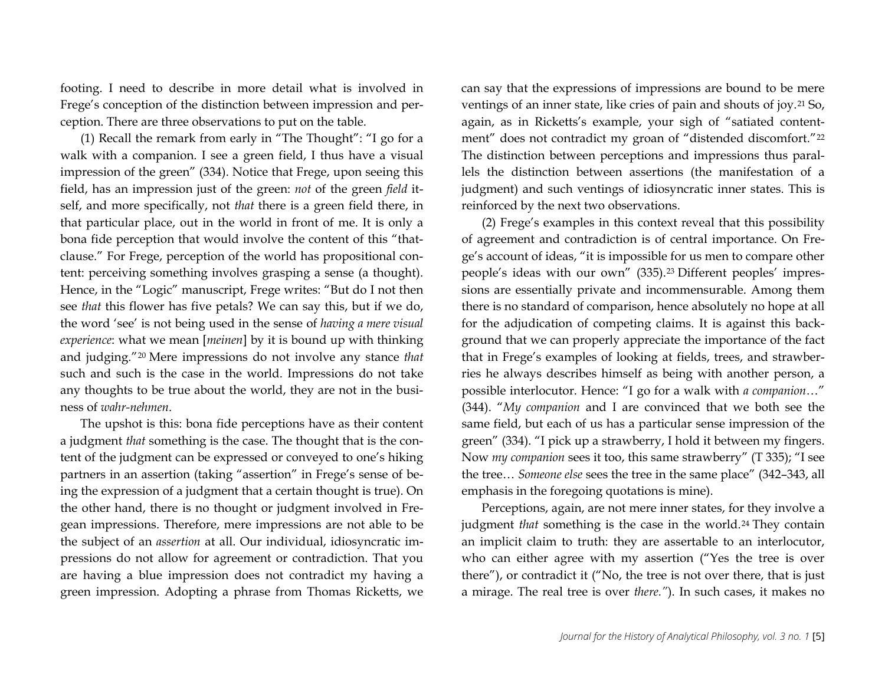footing. I need to describe in more detail what is involved in Frege's conception of the distinction between impression and perception. There are three observations to put on the table.

(1) Recall the remark from early in "The Thought": "I go for a walk with a companion. I see a green field, I thus have a visual impression of the green" (334). Notice that Frege, upon seeing this field, has an impression just of the green: *not* of the green *field* itself, and more specifically, not *that* there is a green field there, in that particular place, out in the world in front of me. It is only a bona fide perception that would involve the content of this "that-clause." For Frege, perception of the world has propositional content: perceiving something involves grasping a sense (a thought). Hence, in the "Logic" manuscript, Frege writes: "But do I not then see *that* this flower has five petals? We can say this, but if we do, the word 'see' is not being used in the sense of *having a mere visual experience*: what we mean [*meinen*] by it is bound up with thinking and judging."[20] Mere impressions do not involve any stance *that* such and such is the case in the world. Impressions do not take any thoughts to be true about the world, they are not in the business of *wahr-nehmen*.

The upshot is this: bona fide perceptions have as their content a judgment *that* something is the case. The thought that is the content of the judgment can be expressed or conveyed to one's hiking partners in an assertion (taking "assertion" in Frege's sense of being the expression of a judgment that a certain thought is true). On the other hand, there is no thought or judgment involved in Fregean impressions. Therefore, mere impressions are not able to be the subject of an *assertion* at all. Our individual, idiosyncratic impressions do not allow for agreement or contradiction. That you are having a blue impression does not contradict my having a green impression. Adopting a phrase from Thomas Ricketts, we can say that the expressions of impressions are bound to be mere ventings of an inner state, like cries of pain and shouts of joy.[21] So, again, as in Ricketts's example, your sigh of "satiated contentment" does not contradict my groan of "distended discomfort."[22] The distinction between perceptions and impressions thus parallels the distinction between assertions (the manifestation of a judgment) and such ventings of idiosyncratic inner states. This is reinforced by the next two observations.

(2) Frege's examples in this context reveal that this possibility of agreement and contradiction is of central importance. On Frege's account of ideas, "it is impossible for us men to compare other people's ideas with our own" (335).[23] Different peoples' impressions are essentially private and incommensurable. Among them there is no standard of comparison, hence absolutely no hope at all for the adjudication of competing claims. It is against this background that we can properly appreciate the importance of the fact that in Frege's examples of looking at fields, trees, and strawberries he always describes himself as being with another person, a possible interlocutor. Hence: "I go for a walk with *a companion*…" (344). "*My companion* and I are convinced that we both see the same field, but each of us has a particular sense impression of the green" (334). "I pick up a strawberry, I hold it between my fingers. Now *my companion* sees it too, this same strawberry" (T 335); "I see the tree… *Someone else* sees the tree in the same place" (342–343, all emphasis in the foregoing quotations is mine).

Perceptions, again, are not mere inner states, for they involve a judgment *that* something is the case in the world.[24] They contain an implicit claim to truth: they are assertable to an interlocutor, who can either agree with my assertion ("Yes the tree is over there"), or contradict it ("No, the tree is not over there, that is just a mirage. The real tree is over *there.*"). In such cases, it makes no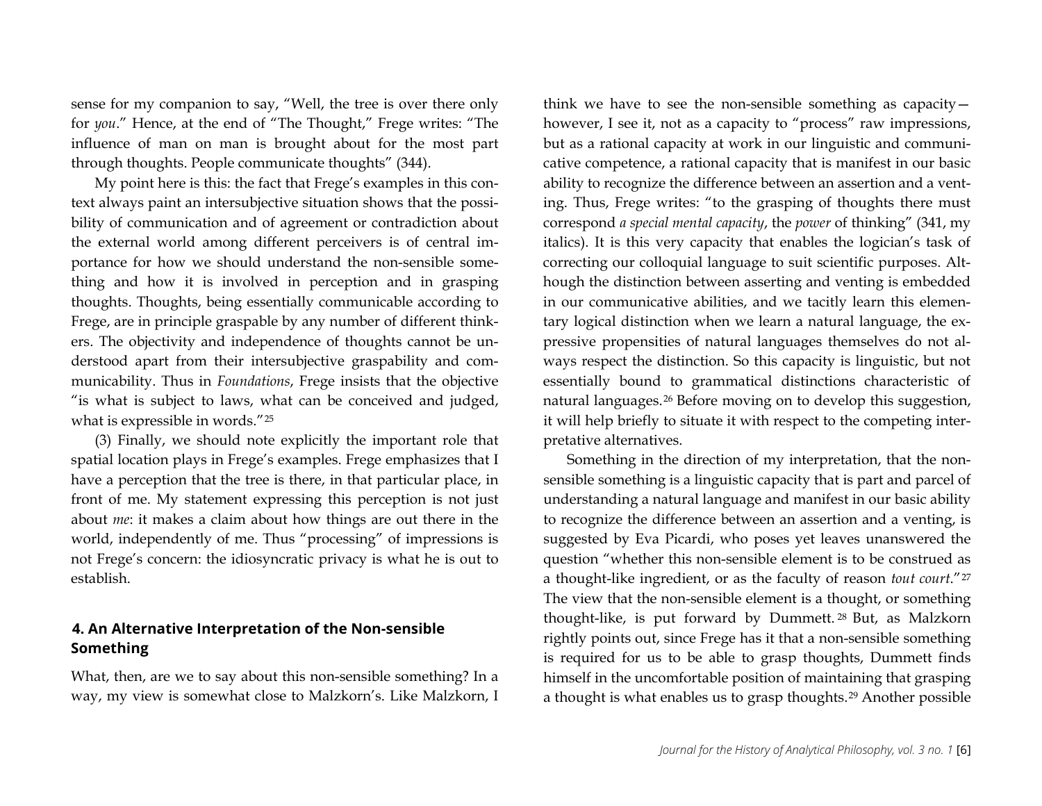sense for my companion to say, "Well, the tree is over there only for *you*." Hence, at the end of "The Thought," Frege writes: "The influence of man on man is brought about for the most part through thoughts. People communicate thoughts" (344).

My point here is this: the fact that Frege's examples in this context always paint an intersubjective situation shows that the possibility of communication and of agreement or contradiction about the external world among different perceivers is of central importance for how we should understand the non-sensible something and how it is involved in perception and in grasping thoughts. Thoughts, being essentially communicable according to Frege, are in principle graspable by any number of different thinkers. The objectivity and independence of thoughts cannot be understood apart from their intersubjective graspability and communicability. Thus in *Foundations*, Frege insists that the objective "is what is subject to laws, what can be conceived and judged, what is expressible in words."[25]

(3) Finally, we should note explicitly the important role that spatial location plays in Frege's examples. Frege emphasizes that I have a perception that the tree is there, in that particular place, in front of me. My statement expressing this perception is not just about *me*: it makes a claim about how things are out there in the world, independently of me. Thus "processing" of impressions is not Frege's concern: the idiosyncratic privacy is what he is out to establish.

## 4. An Alternative Interpretation of the Non-sensible Something

What, then, are we to say about this non-sensible something? In a way, my view is somewhat close to Malzkorn's. Like Malzkorn, I think we have to see the non-sensible something as capacity—however, I see it, not as a capacity to "process" raw impressions, but as a rational capacity at work in our linguistic and communicative competence, a rational capacity that is manifest in our basic ability to recognize the difference between an assertion and a venting. Thus, Frege writes: "to the grasping of thoughts there must correspond *a special mental capacity*, the *power* of thinking" (341, my italics). It is this very capacity that enables the logician's task of correcting our colloquial language to suit scientific purposes. Although the distinction between asserting and venting is embedded in our communicative abilities, and we tacitly learn this elementary logical distinction when we learn a natural language, the expressive propensities of natural languages themselves do not always respect the distinction. So this capacity is linguistic, but not essentially bound to grammatical distinctions characteristic of natural languages.[26] Before moving on to develop this suggestion, it will help briefly to situate it with respect to the competing interpretative alternatives.

Something in the direction of my interpretation, that the non-sensible something is a linguistic capacity that is part and parcel of understanding a natural language and manifest in our basic ability to recognize the difference between an assertion and a venting, is suggested by Eva Picardi, who poses yet leaves unanswered the question "whether this non-sensible element is to be construed as a thought-like ingredient, or as the faculty of reason *tout court*."[27] The view that the non-sensible element is a thought, or something thought-like, is put forward by Dummett.[28] But, as Malzkorn rightly points out, since Frege has it that a non-sensible something is required for us to be able to grasp thoughts, Dummett finds himself in the uncomfortable position of maintaining that grasping a thought is what enables us to grasp thoughts.[29] Another possible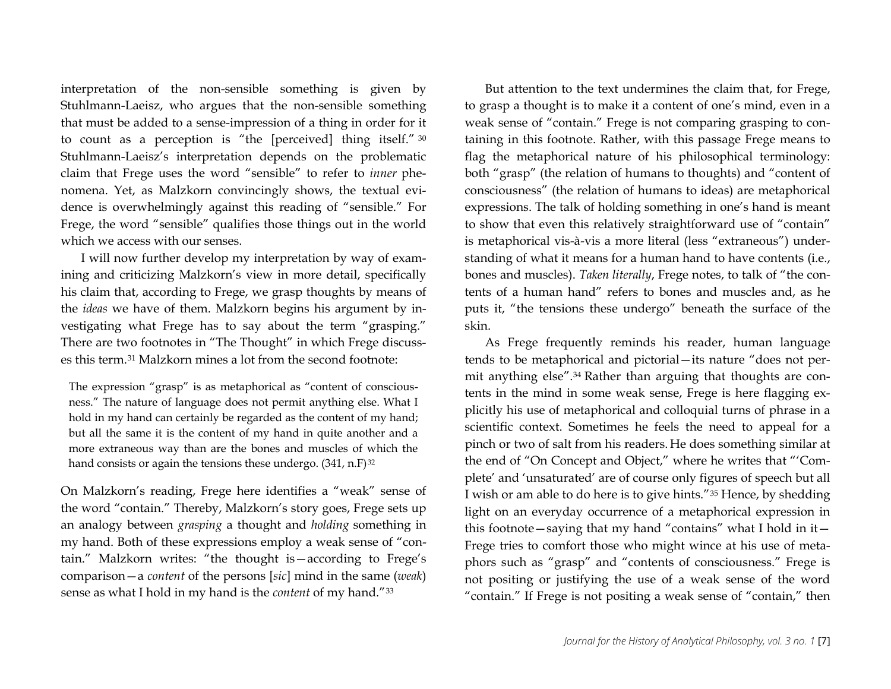interpretation of the non-sensible something is given by Stuhlmann-Laeisz, who argues that the non-sensible something that must be added to a sense-impression of a thing in order for it to count as a perception is "the [perceived] thing itself."[30] Stuhlmann-Laeisz's interpretation depends on the problematic claim that Frege uses the word "sensible" to refer to *inner* phenomena. Yet, as Malzkorn convincingly shows, the textual evidence is overwhelmingly against this reading of "sensible." For Frege, the word "sensible" qualifies those things out in the world which we access with our senses.

I will now further develop my interpretation by way of examining and criticizing Malzkorn's view in more detail, specifically his claim that, according to Frege, we grasp thoughts by means of the *ideas* we have of them. Malzkorn begins his argument by investigating what Frege has to say about the term "grasping." There are two footnotes in "The Thought" in which Frege discusses this term.[31] Malzkorn mines a lot from the second footnote:

> The expression "grasp" is as metaphorical as "content of consciousness." The nature of language does not permit anything else. What I hold in my hand can certainly be regarded as the content of my hand; but all the same it is the content of my hand in quite another and a more extraneous way than are the bones and muscles of which the hand consists or again the tensions these undergo. (341, n.F)[32]

On Malzkorn's reading, Frege here identifies a "weak" sense of the word "contain." Thereby, Malzkorn's story goes, Frege sets up an analogy between *grasping* a thought and *holding* something in my hand. Both of these expressions employ a weak sense of "contain." Malzkorn writes: "the thought is—according to Frege's comparison—a *content* of the persons [*sic*] mind in the same (*weak*) sense as what I hold in my hand is the *content* of my hand."[33]

But attention to the text undermines the claim that, for Frege, to grasp a thought is to make it a content of one's mind, even in a weak sense of "contain." Frege is not comparing grasping to containing in this footnote. Rather, with this passage Frege means to flag the metaphorical nature of his philosophical terminology: both "grasp" (the relation of humans to thoughts) and "content of consciousness" (the relation of humans to ideas) are metaphorical expressions. The talk of holding something in one's hand is meant to show that even this relatively straightforward use of "contain" is metaphorical vis-à-vis a more literal (less "extraneous") understanding of what it means for a human hand to have contents (i.e., bones and muscles). *Taken literally*, Frege notes, to talk of "the contents of a human hand" refers to bones and muscles and, as he puts it, "the tensions these undergo" beneath the surface of the skin.

As Frege frequently reminds his reader, human language tends to be metaphorical and pictorial—its nature "does not permit anything else".[34] Rather than arguing that thoughts are contents in the mind in some weak sense, Frege is here flagging explicitly his use of metaphorical and colloquial turns of phrase in a scientific context. Sometimes he feels the need to appeal for a pinch or two of salt from his readers. He does something similar at the end of "On Concept and Object," where he writes that "'Complete' and 'unsaturated' are of course only figures of speech but all I wish or am able to do here is to give hints."[35] Hence, by shedding light on an everyday occurrence of a metaphorical expression in this footnote—saying that my hand "contains" what I hold in it—Frege tries to comfort those who might wince at his use of metaphors such as "grasp" and "contents of consciousness." Frege is not positing or justifying the use of a weak sense of the word "contain." If Frege is not positing a weak sense of "contain," then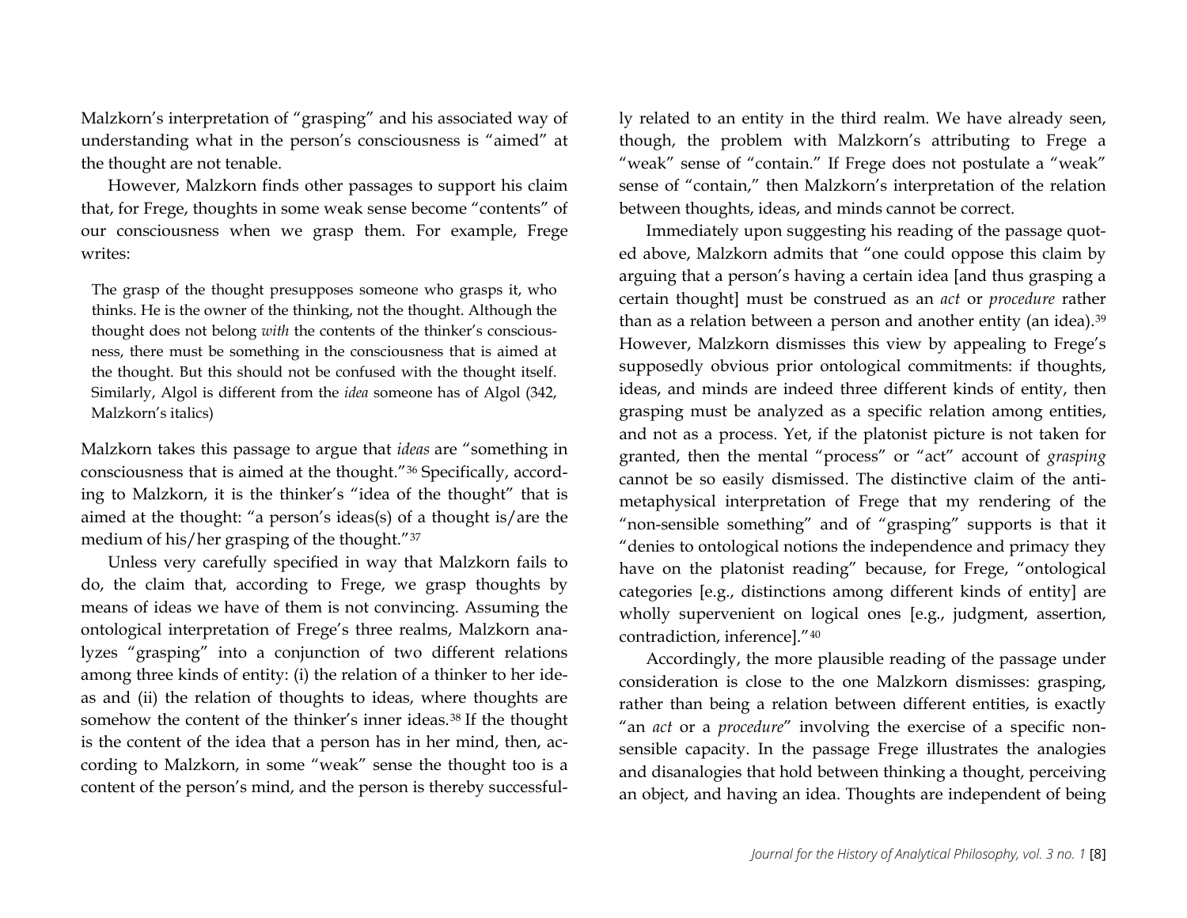Malzkorn's interpretation of "grasping" and his associated way of understanding what in the person's consciousness is "aimed" at the thought are not tenable.

However, Malzkorn finds other passages to support his claim that, for Frege, thoughts in some weak sense become "contents" of our consciousness when we grasp them. For example, Frege writes:

> The grasp of the thought presupposes someone who grasps it, who thinks. He is the owner of the thinking, not the thought. Although the thought does not belong *with* the contents of the thinker's consciousness, there must be something in the consciousness that is aimed at the thought. But this should not be confused with the thought itself. Similarly, Algol is different from the *idea* someone has of Algol (342, Malzkorn's italics)

Malzkorn takes this passage to argue that *ideas* are "something in consciousness that is aimed at the thought."[36] Specifically, according to Malzkorn, it is the thinker's "idea of the thought" that is aimed at the thought: "a person's ideas(s) of a thought is/are the medium of his/her grasping of the thought."[37]

Unless very carefully specified in way that Malzkorn fails to do, the claim that, according to Frege, we grasp thoughts by means of ideas we have of them is not convincing. Assuming the ontological interpretation of Frege's three realms, Malzkorn analyzes "grasping" into a conjunction of two different relations among three kinds of entity: (i) the relation of a thinker to her ideas and (ii) the relation of thoughts to ideas, where thoughts are somehow the content of the thinker's inner ideas.[38] If the thought is the content of the idea that a person has in her mind, then, according to Malzkorn, in some "weak" sense the thought too is a content of the person's mind, and the person is thereby successfully related to an entity in the third realm. We have already seen, though, the problem with Malzkorn's attributing to Frege a "weak" sense of "contain." If Frege does not postulate a "weak" sense of "contain," then Malzkorn's interpretation of the relation between thoughts, ideas, and minds cannot be correct.

Immediately upon suggesting his reading of the passage quoted above, Malzkorn admits that "one could oppose this claim by arguing that a person's having a certain idea [and thus grasping a certain thought] must be construed as an *act* or *procedure* rather than as a relation between a person and another entity (an idea).[39] However, Malzkorn dismisses this view by appealing to Frege's supposedly obvious prior ontological commitments: if thoughts, ideas, and minds are indeed three different kinds of entity, then grasping must be analyzed as a specific relation among entities, and not as a process. Yet, if the platonist picture is not taken for granted, then the mental "process" or "act" account of *grasping* cannot be so easily dismissed. The distinctive claim of the anti-metaphysical interpretation of Frege that my rendering of the "non-sensible something" and of "grasping" supports is that it "denies to ontological notions the independence and primacy they have on the platonist reading" because, for Frege, "ontological categories [e.g., distinctions among different kinds of entity] are wholly supervenient on logical ones [e.g., judgment, assertion, contradiction, inference]."[40]

Accordingly, the more plausible reading of the passage under consideration is close to the one Malzkorn dismisses: grasping, rather than being a relation between different entities, is exactly "an *act* or a *procedure*" involving the exercise of a specific non-sensible capacity. In the passage Frege illustrates the analogies and disanalogies that hold between thinking a thought, perceiving an object, and having an idea. Thoughts are independent of being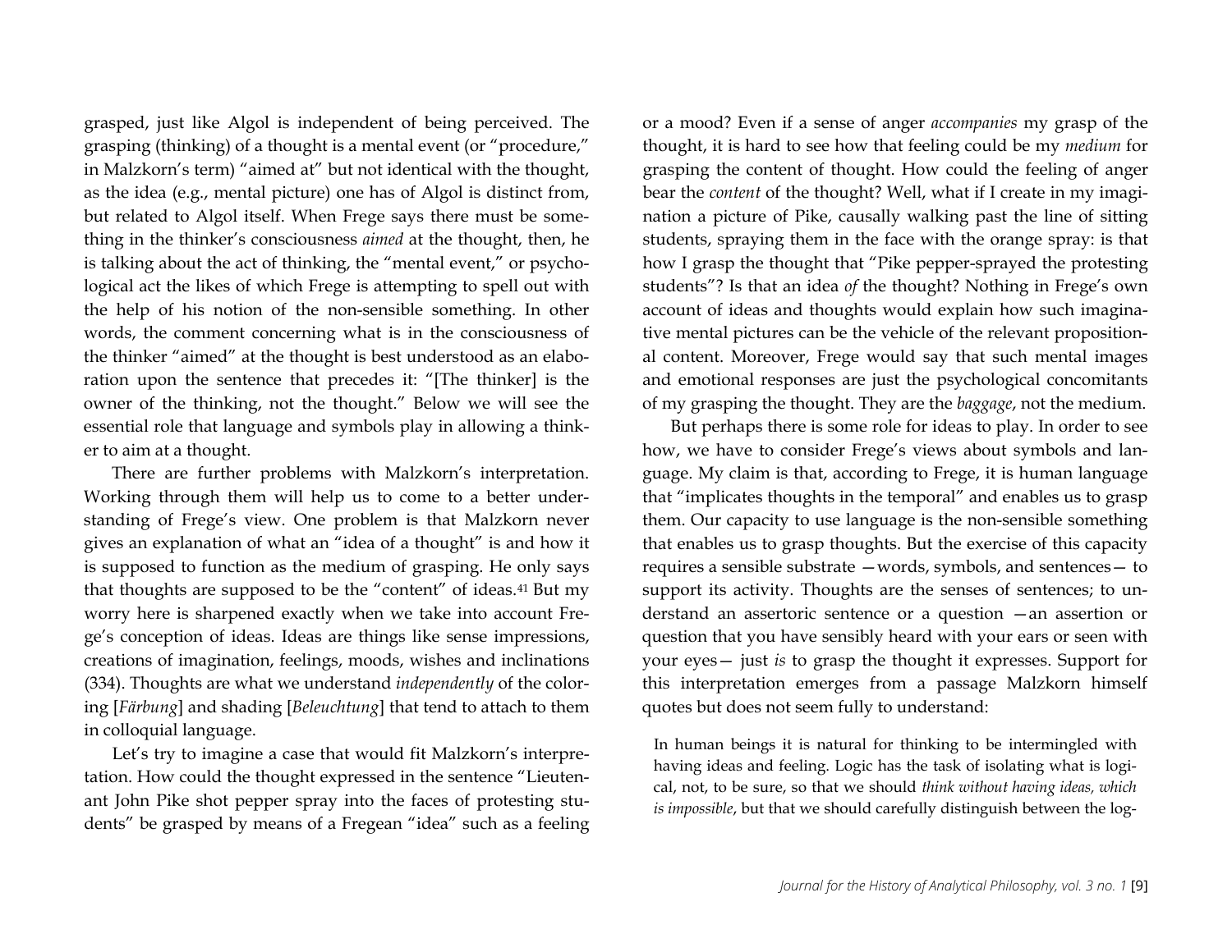grasped, just like Algol is independent of being perceived. The grasping (thinking) of a thought is a mental event (or "procedure," in Malzkorn's term) "aimed at" but not identical with the thought, as the idea (e.g., mental picture) one has of Algol is distinct from, but related to Algol itself. When Frege says there must be something in the thinker's consciousness *aimed* at the thought, then, he is talking about the act of thinking, the "mental event," or psychological act the likes of which Frege is attempting to spell out with the help of his notion of the non-sensible something. In other words, the comment concerning what is in the consciousness of the thinker "aimed" at the thought is best understood as an elaboration upon the sentence that precedes it: "[The thinker] is the owner of the thinking, not the thought." Below we will see the essential role that language and symbols play in allowing a thinker to aim at a thought.

There are further problems with Malzkorn's interpretation. Working through them will help us to come to a better understanding of Frege's view. One problem is that Malzkorn never gives an explanation of what an "idea of a thought" is and how it is supposed to function as the medium of grasping. He only says that thoughts are supposed to be the "content" of ideas.[41] But my worry here is sharpened exactly when we take into account Frege's conception of ideas. Ideas are things like sense impressions, creations of imagination, feelings, moods, wishes and inclinations (334). Thoughts are what we understand *independently* of the coloring [*Färbung*] and shading [*Beleuchtung*] that tend to attach to them in colloquial language.

Let's try to imagine a case that would fit Malzkorn's interpretation. How could the thought expressed in the sentence "Lieutenant John Pike shot pepper spray into the faces of protesting students" be grasped by means of a Fregean "idea" such as a feeling or a mood? Even if a sense of anger *accompanies* my grasp of the thought, it is hard to see how that feeling could be my *medium* for grasping the content of thought. How could the feeling of anger bear the *content* of the thought? Well, what if I create in my imagination a picture of Pike, causally walking past the line of sitting students, spraying them in the face with the orange spray: is that how I grasp the thought that "Pike pepper-sprayed the protesting students"? Is that an idea *of* the thought? Nothing in Frege's own account of ideas and thoughts would explain how such imaginative mental pictures can be the vehicle of the relevant propositional content. Moreover, Frege would say that such mental images and emotional responses are just the psychological concomitants of my grasping the thought. They are the *baggage*, not the medium.

But perhaps there is some role for ideas to play. In order to see how, we have to consider Frege's views about symbols and language. My claim is that, according to Frege, it is human language that "implicates thoughts in the temporal" and enables us to grasp them. Our capacity to use language is the non-sensible something that enables us to grasp thoughts. But the exercise of this capacity requires a sensible substrate —words, symbols, and sentences— to support its activity. Thoughts are the senses of sentences; to understand an assertoric sentence or a question —an assertion or question that you have sensibly heard with your ears or seen with your eyes— just *is* to grasp the thought it expresses. Support for this interpretation emerges from a passage Malzkorn himself quotes but does not seem fully to understand:

> In human beings it is natural for thinking to be intermingled with having ideas and feeling. Logic has the task of isolating what is logical, not, to be sure, so that we should *think without having ideas, which is impossible*, but that we should carefully distinguish between the log-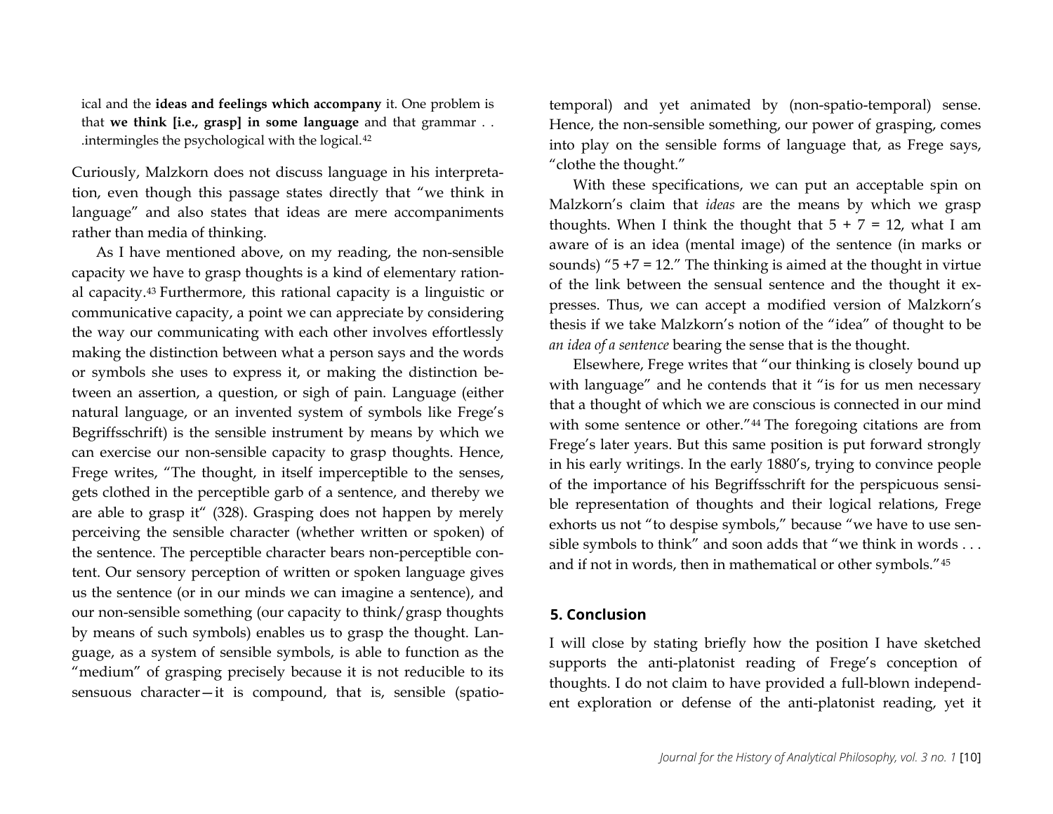ical and the **ideas and feelings which accompany** it. One problem is that **we think [i.e., grasp] in some language** and that grammar . . .intermingles the psychological with the logical.[42]

Curiously, Malzkorn does not discuss language in his interpretation, even though this passage states directly that "we think in language" and also states that ideas are mere accompaniments rather than media of thinking.

As I have mentioned above, on my reading, the non-sensible capacity we have to grasp thoughts is a kind of elementary rational capacity.[43] Furthermore, this rational capacity is a linguistic or communicative capacity, a point we can appreciate by considering the way our communicating with each other involves effortlessly making the distinction between what a person says and the words or symbols she uses to express it, or making the distinction between an assertion, a question, or sigh of pain. Language (either natural language, or an invented system of symbols like Frege's Begriffsschrift) is the sensible instrument by means by which we can exercise our non-sensible capacity to grasp thoughts. Hence, Frege writes, "The thought, in itself imperceptible to the senses, gets clothed in the perceptible garb of a sentence, and thereby we are able to grasp it" (328). Grasping does not happen by merely perceiving the sensible character (whether written or spoken) of the sentence. The perceptible character bears non-perceptible content. Our sensory perception of written or spoken language gives us the sentence (or in our minds we can imagine a sentence), and our non-sensible something (our capacity to think/grasp thoughts by means of such symbols) enables us to grasp the thought. Language, as a system of sensible symbols, is able to function as the "medium" of grasping precisely because it is not reducible to its sensuous character—it is compound, that is, sensible (spatio-temporal) and yet animated by (non-spatio-temporal) sense. Hence, the non-sensible something, our power of grasping, comes into play on the sensible forms of language that, as Frege says, "clothe the thought."

With these specifications, we can put an acceptable spin on Malzkorn's claim that *ideas* are the means by which we grasp thoughts. When I think the thought that 5 + 7 = 12, what I am aware of is an idea (mental image) of the sentence (in marks or sounds) "5 +7 = 12." The thinking is aimed at the thought in virtue of the link between the sensual sentence and the thought it expresses. Thus, we can accept a modified version of Malzkorn's thesis if we take Malzkorn's notion of the "idea" of thought to be *an idea of a sentence* bearing the sense that is the thought.

Elsewhere, Frege writes that "our thinking is closely bound up with language" and he contends that it "is for us men necessary that a thought of which we are conscious is connected in our mind with some sentence or other."[44] The foregoing citations are from Frege's later years. But this same position is put forward strongly in his early writings. In the early 1880's, trying to convince people of the importance of his Begriffsschrift for the perspicuous sensible representation of thoughts and their logical relations, Frege exhorts us not "to despise symbols," because "we have to use sensible symbols to think" and soon adds that "we think in words . . . and if not in words, then in mathematical or other symbols."[45]

## 5. Conclusion

I will close by stating briefly how the position I have sketched supports the anti-platonist reading of Frege's conception of thoughts. I do not claim to have provided a full-blown independent exploration or defense of the anti-platonist reading, yet it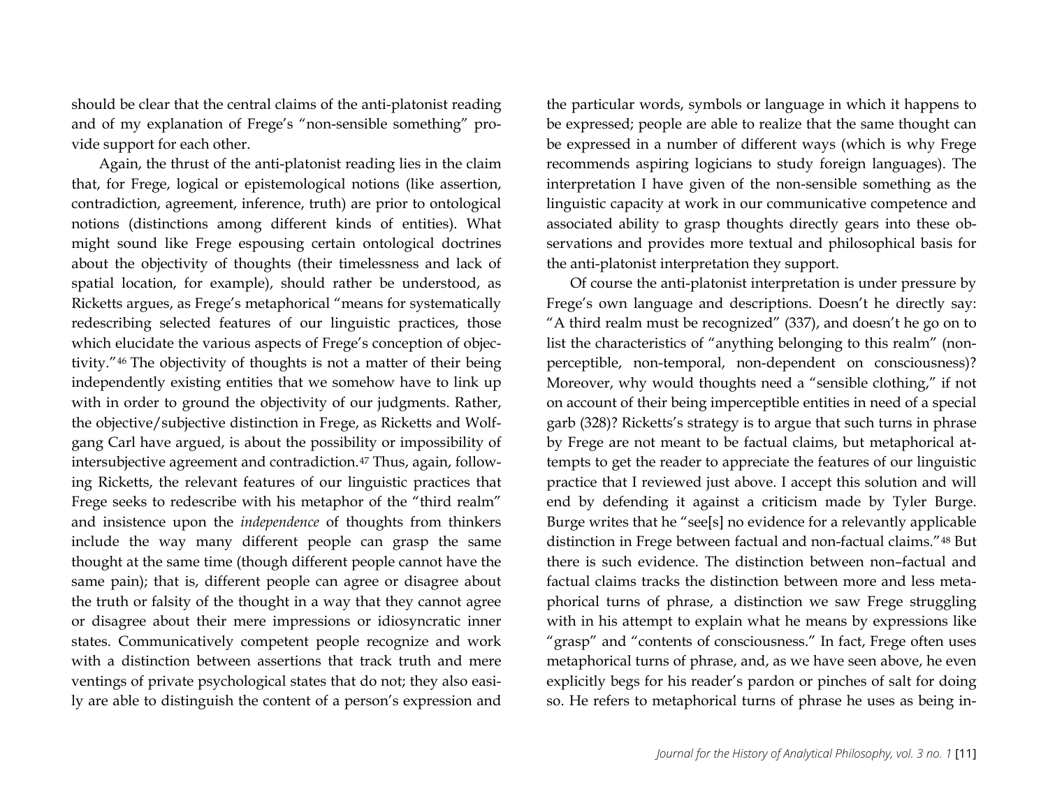should be clear that the central claims of the anti-platonist reading and of my explanation of Frege's "non-sensible something" provide support for each other.

Again, the thrust of the anti-platonist reading lies in the claim that, for Frege, logical or epistemological notions (like assertion, contradiction, agreement, inference, truth) are prior to ontological notions (distinctions among different kinds of entities). What might sound like Frege espousing certain ontological doctrines about the objectivity of thoughts (their timelessness and lack of spatial location, for example), should rather be understood, as Ricketts argues, as Frege's metaphorical "means for systematically redescribing selected features of our linguistic practices, those which elucidate the various aspects of Frege's conception of objectivity."[46] The objectivity of thoughts is not a matter of their being independently existing entities that we somehow have to link up with in order to ground the objectivity of our judgments. Rather, the objective/subjective distinction in Frege, as Ricketts and Wolfgang Carl have argued, is about the possibility or impossibility of intersubjective agreement and contradiction.[47] Thus, again, following Ricketts, the relevant features of our linguistic practices that Frege seeks to redescribe with his metaphor of the "third realm" and insistence upon the *independence* of thoughts from thinkers include the way many different people can grasp the same thought at the same time (though different people cannot have the same pain); that is, different people can agree or disagree about the truth or falsity of the thought in a way that they cannot agree or disagree about their mere impressions or idiosyncratic inner states. Communicatively competent people recognize and work with a distinction between assertions that track truth and mere ventings of private psychological states that do not; they also easily are able to distinguish the content of a person's expression and the particular words, symbols or language in which it happens to be expressed; people are able to realize that the same thought can be expressed in a number of different ways (which is why Frege recommends aspiring logicians to study foreign languages). The interpretation I have given of the non-sensible something as the linguistic capacity at work in our communicative competence and associated ability to grasp thoughts directly gears into these observations and provides more textual and philosophical basis for the anti-platonist interpretation they support.

Of course the anti-platonist interpretation is under pressure by Frege's own language and descriptions. Doesn't he directly say: "A third realm must be recognized" (337), and doesn't he go on to list the characteristics of "anything belonging to this realm" (non-perceptible, non-temporal, non-dependent on consciousness)? Moreover, why would thoughts need a "sensible clothing," if not on account of their being imperceptible entities in need of a special garb (328)? Ricketts's strategy is to argue that such turns in phrase by Frege are not meant to be factual claims, but metaphorical attempts to get the reader to appreciate the features of our linguistic practice that I reviewed just above. I accept this solution and will end by defending it against a criticism made by Tyler Burge. Burge writes that he "see[s] no evidence for a relevantly applicable distinction in Frege between factual and non-factual claims."[48] But there is such evidence. The distinction between non–factual and factual claims tracks the distinction between more and less metaphorical turns of phrase, a distinction we saw Frege struggling with in his attempt to explain what he means by expressions like "grasp" and "contents of consciousness." In fact, Frege often uses metaphorical turns of phrase, and, as we have seen above, he even explicitly begs for his reader's pardon or pinches of salt for doing so. He refers to metaphorical turns of phrase he uses as being in-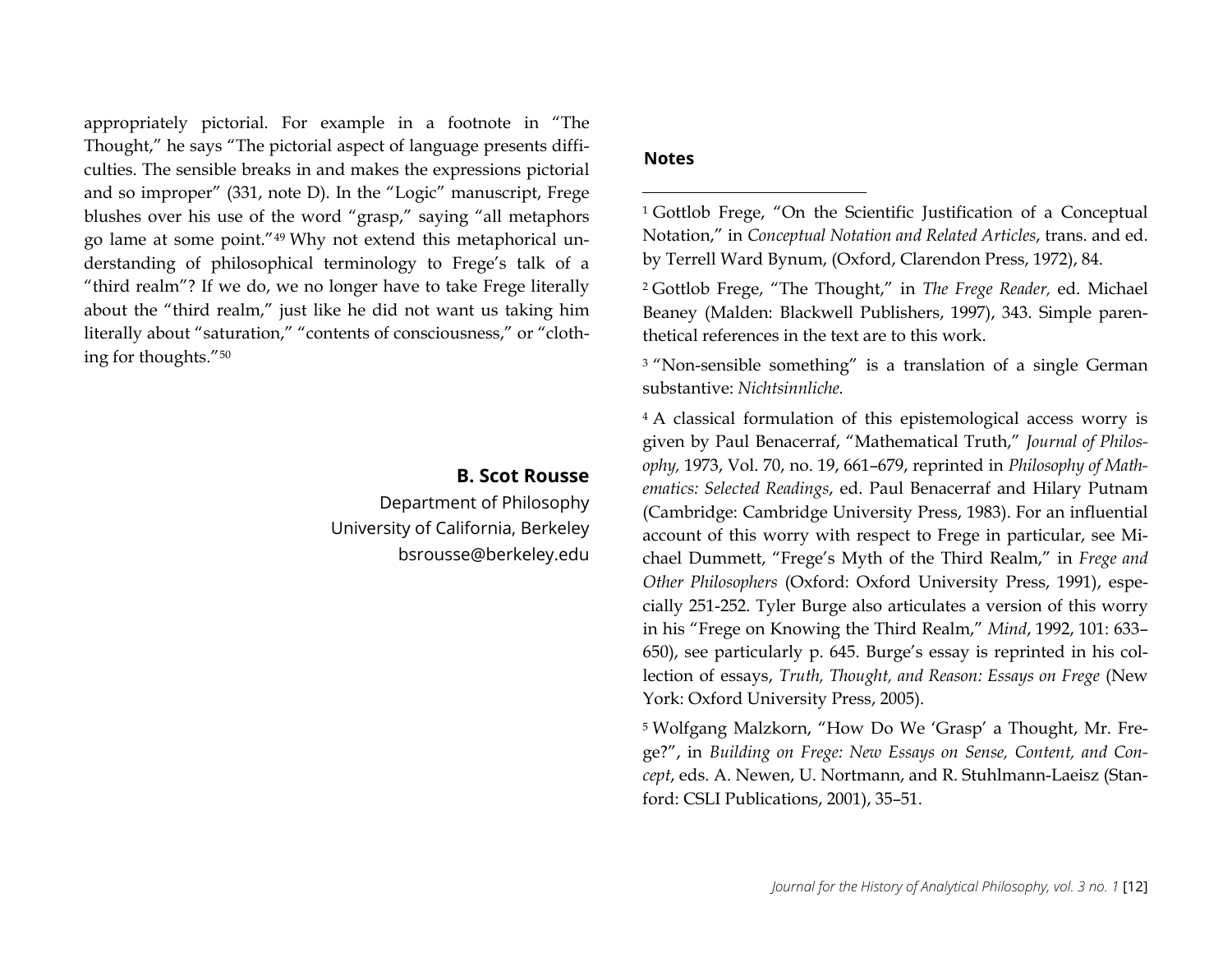appropriately pictorial. For example in a footnote in "The Thought," he says "The pictorial aspect of language presents difficulties. The sensible breaks in and makes the expressions pictorial and so improper" (331, note D). In the "Logic" manuscript, Frege blushes over his use of the word "grasp," saying "all metaphors go lame at some point."[49] Why not extend this metaphorical understanding of philosophical terminology to Frege's talk of a "third realm"? If we do, we no longer have to take Frege literally about the "third realm," just like he did not want us taking him literally about "saturation," "contents of consciousness," or "clothing for thoughts."[50]

**B. Scot Rousse**
Department of Philosophy
University of California, Berkeley
bsrousse@berkeley.edu

## Notes

[1] Gottlob Frege, "On the Scientific Justification of a Conceptual Notation," in *Conceptual Notation and Related Articles*, trans. and ed. by Terrell Ward Bynum, (Oxford, Clarendon Press, 1972), 84.

[2] Gottlob Frege, "The Thought," in *The Frege Reader,* ed. Michael Beaney (Malden: Blackwell Publishers, 1997), 343. Simple parenthetical references in the text are to this work.

[3] "Non-sensible something" is a translation of a single German substantive: *Nichtsinnliche.*

[4] A classical formulation of this epistemological access worry is given by Paul Benacerraf, "Mathematical Truth," *Journal of Philosophy,* 1973, Vol. 70, no. 19, 661–679, reprinted in *Philosophy of Mathematics: Selected Readings*, ed. Paul Benacerraf and Hilary Putnam (Cambridge: Cambridge University Press, 1983). For an influential account of this worry with respect to Frege in particular, see Michael Dummett, "Frege's Myth of the Third Realm," in *Frege and Other Philosophers* (Oxford: Oxford University Press, 1991), especially 251-252. Tyler Burge also articulates a version of this worry in his "Frege on Knowing the Third Realm," *Mind*, 1992, 101: 633–650), see particularly p. 645. Burge's essay is reprinted in his collection of essays, *Truth, Thought, and Reason: Essays on Frege* (New York: Oxford University Press, 2005).

[5] Wolfgang Malzkorn, "How Do We 'Grasp' a Thought, Mr. Frege?", in *Building on Frege: New Essays on Sense, Content, and Concept*, eds. A. Newen, U. Nortmann, and R. Stuhlmann-Laeisz (Stanford: CSLI Publications, 2001), 35–51.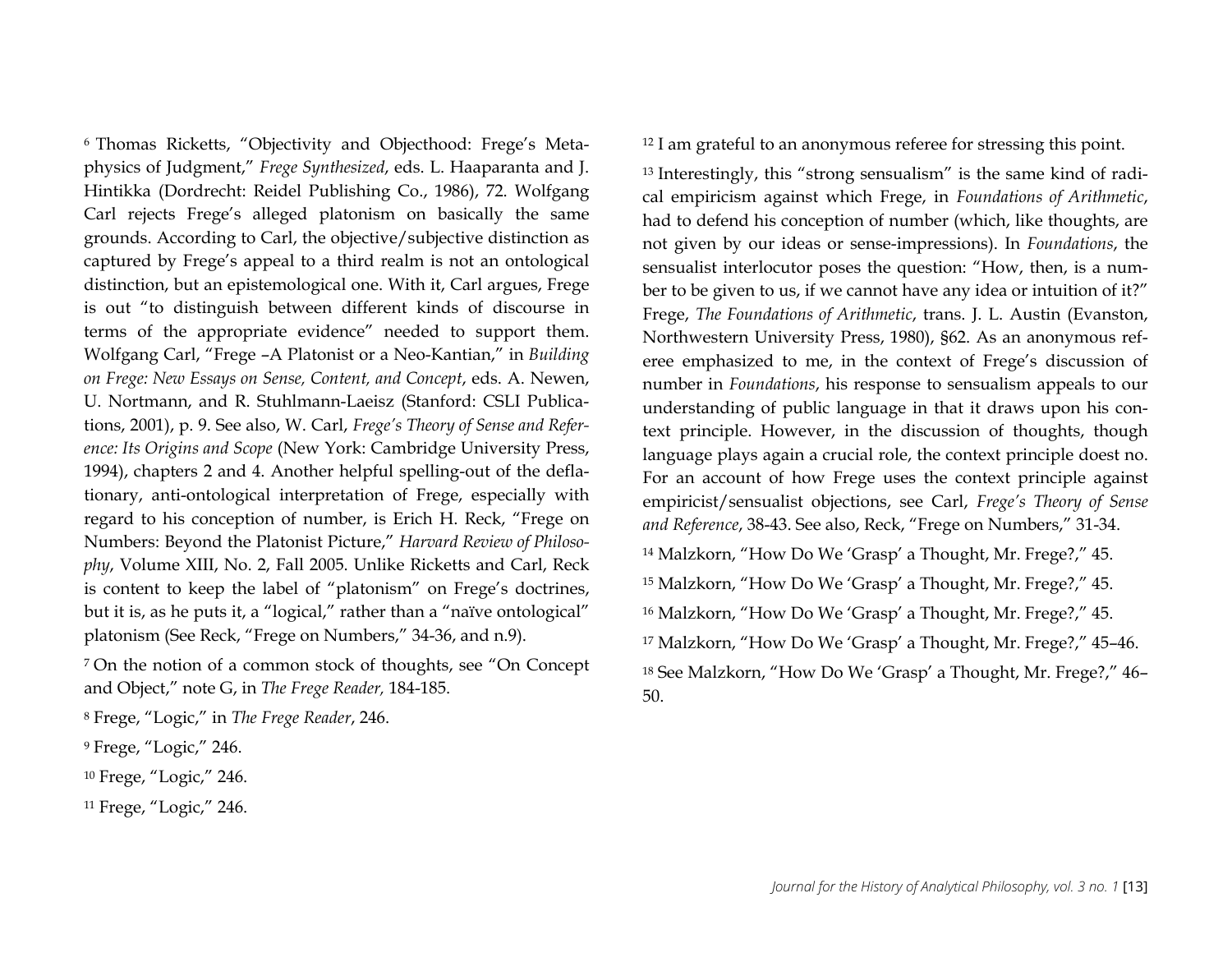[6] Thomas Ricketts, "Objectivity and Objecthood: Frege's Metaphysics of Judgment," *Frege Synthesized*, eds. L. Haaparanta and J. Hintikka (Dordrecht: Reidel Publishing Co., 1986), 72. Wolfgang Carl rejects Frege's alleged platonism on basically the same grounds. According to Carl, the objective/subjective distinction as captured by Frege's appeal to a third realm is not an ontological distinction, but an epistemological one. With it, Carl argues, Frege is out "to distinguish between different kinds of discourse in terms of the appropriate evidence" needed to support them. Wolfgang Carl, "Frege –A Platonist or a Neo-Kantian," in *Building on Frege: New Essays on Sense, Content, and Concept*, eds. A. Newen, U. Nortmann, and R. Stuhlmann-Laeisz (Stanford: CSLI Publications, 2001), p. 9. See also, W. Carl, *Frege's Theory of Sense and Reference: Its Origins and Scope* (New York: Cambridge University Press, 1994), chapters 2 and 4. Another helpful spelling-out of the deflationary, anti-ontological interpretation of Frege, especially with regard to his conception of number, is Erich H. Reck, "Frege on Numbers: Beyond the Platonist Picture," *Harvard Review of Philosophy*, Volume XIII, No. 2, Fall 2005. Unlike Ricketts and Carl, Reck is content to keep the label of "platonism" on Frege's doctrines, but it is, as he puts it, a "logical," rather than a "naïve ontological" platonism (See Reck, "Frege on Numbers," 34-36, and n.9).

[7] On the notion of a common stock of thoughts, see "On Concept and Object," note G, in *The Frege Reader*, 184-185.

[8] Frege, "Logic," in *The Frege Reader*, 246.

[9] Frege, "Logic," 246.

[10] Frege, "Logic," 246.

[11] Frege, "Logic," 246.

[12] I am grateful to an anonymous referee for stressing this point.

[13] Interestingly, this "strong sensualism" is the same kind of radical empiricism against which Frege, in *Foundations of Arithmetic*, had to defend his conception of number (which, like thoughts, are not given by our ideas or sense-impressions). In *Foundations*, the sensualist interlocutor poses the question: "How, then, is a number to be given to us, if we cannot have any idea or intuition of it?" Frege, *The Foundations of Arithmetic*, trans. J. L. Austin (Evanston, Northwestern University Press, 1980), §62. As an anonymous referee emphasized to me, in the context of Frege's discussion of number in *Foundations*, his response to sensualism appeals to our understanding of public language in that it draws upon his context principle. However, in the discussion of thoughts, though language plays again a crucial role, the context principle doest no. For an account of how Frege uses the context principle against empiricist/sensualist objections, see Carl, *Frege's Theory of Sense and Reference*, 38-43. See also, Reck, "Frege on Numbers," 31-34.

[14] Malzkorn, "How Do We 'Grasp' a Thought, Mr. Frege?," 45.

[15] Malzkorn, "How Do We 'Grasp' a Thought, Mr. Frege?," 45.

[16] Malzkorn, "How Do We 'Grasp' a Thought, Mr. Frege?," 45.

[17] Malzkorn, "How Do We 'Grasp' a Thought, Mr. Frege?," 45–46.

[18] See Malzkorn, "How Do We 'Grasp' a Thought, Mr. Frege?," 46–50.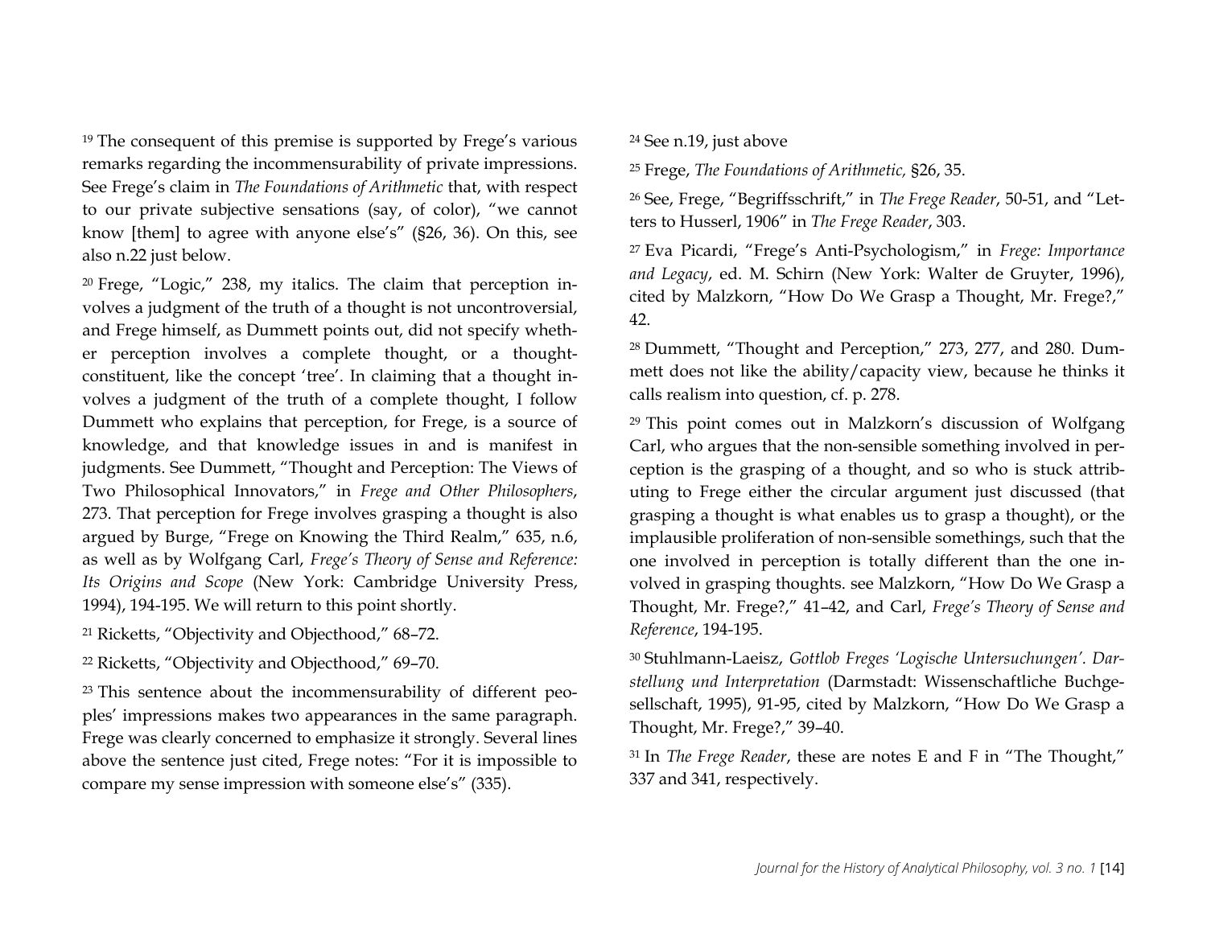[19] The consequent of this premise is supported by Frege's various remarks regarding the incommensurability of private impressions. See Frege's claim in *The Foundations of Arithmetic* that, with respect to our private subjective sensations (say, of color), "we cannot know [them] to agree with anyone else's" (§26, 36). On this, see also n.22 just below.

[20] Frege, "Logic," 238, my italics. The claim that perception involves a judgment of the truth of a thought is not uncontroversial, and Frege himself, as Dummett points out, did not specify whether perception involves a complete thought, or a thought-constituent, like the concept 'tree'. In claiming that a thought involves a judgment of the truth of a complete thought, I follow Dummett who explains that perception, for Frege, is a source of knowledge, and that knowledge issues in and is manifest in judgments. See Dummett, "Thought and Perception: The Views of Two Philosophical Innovators," in *Frege and Other Philosophers*, 273. That perception for Frege involves grasping a thought is also argued by Burge, "Frege on Knowing the Third Realm," 635, n.6, as well as by Wolfgang Carl, *Frege's Theory of Sense and Reference: Its Origins and Scope* (New York: Cambridge University Press, 1994), 194-195. We will return to this point shortly.

[21] Ricketts, "Objectivity and Objecthood," 68–72.

[22] Ricketts, "Objectivity and Objecthood," 69–70.

[23] This sentence about the incommensurability of different peoples' impressions makes two appearances in the same paragraph. Frege was clearly concerned to emphasize it strongly. Several lines above the sentence just cited, Frege notes: "For it is impossible to compare my sense impression with someone else's" (335).

[24] See n.19, just above

[25] Frege, *The Foundations of Arithmetic,* §26, 35.

[26] See, Frege, "Begriffsschrift," in *The Frege Reader*, 50-51, and "Letters to Husserl, 1906" in *The Frege Reader*, 303.

[27] Eva Picardi, "Frege's Anti-Psychologism," in *Frege: Importance and Legacy*, ed. M. Schirn (New York: Walter de Gruyter, 1996), cited by Malzkorn, "How Do We Grasp a Thought, Mr. Frege?," 42.

[28] Dummett, "Thought and Perception," 273, 277, and 280. Dummett does not like the ability/capacity view, because he thinks it calls realism into question, cf. p. 278.

[29] This point comes out in Malzkorn's discussion of Wolfgang Carl, who argues that the non-sensible something involved in perception is the grasping of a thought, and so who is stuck attributing to Frege either the circular argument just discussed (that grasping a thought is what enables us to grasp a thought), or the implausible proliferation of non-sensible somethings, such that the one involved in perception is totally different than the one involved in grasping thoughts. see Malzkorn, "How Do We Grasp a Thought, Mr. Frege?," 41–42, and Carl, *Frege's Theory of Sense and Reference*, 194-195.

[30] Stuhlmann-Laeisz, *Gottlob Freges 'Logische Untersuchungen'. Darstellung und Interpretation* (Darmstadt: Wissenschaftliche Buchgesellschaft, 1995), 91-95, cited by Malzkorn, "How Do We Grasp a Thought, Mr. Frege?," 39–40.

[31] In *The Frege Reader*, these are notes E and F in "The Thought," 337 and 341, respectively.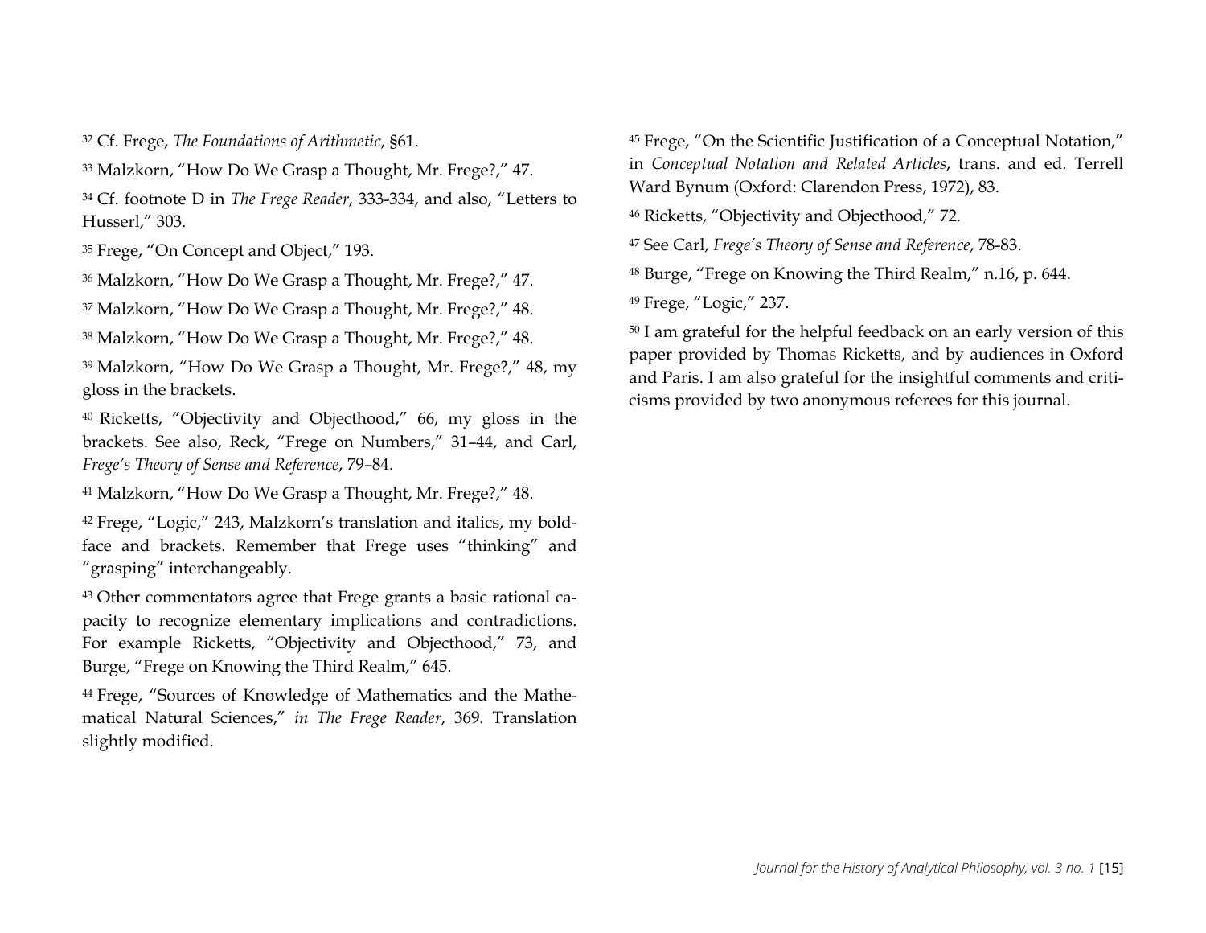[32] Cf. Frege, *The Foundations of Arithmetic*, §61.

[33] Malzkorn, "How Do We Grasp a Thought, Mr. Frege?," 47.

[34] Cf. footnote D in *The Frege Reader*, 333-334, and also, "Letters to Husserl," 303.

[35] Frege, "On Concept and Object," 193.

[36] Malzkorn, "How Do We Grasp a Thought, Mr. Frege?," 47.

[37] Malzkorn, "How Do We Grasp a Thought, Mr. Frege?," 48.

[38] Malzkorn, "How Do We Grasp a Thought, Mr. Frege?," 48.

[39] Malzkorn, "How Do We Grasp a Thought, Mr. Frege?," 48, my gloss in the brackets.

[40] Ricketts, "Objectivity and Objecthood," 66, my gloss in the brackets. See also, Reck, "Frege on Numbers," 31–44, and Carl, *Frege's Theory of Sense and Reference*, 79–84.

[41] Malzkorn, "How Do We Grasp a Thought, Mr. Frege?," 48.

[42] Frege, "Logic," 243, Malzkorn's translation and italics, my bold-face and brackets. Remember that Frege uses "thinking" and "grasping" interchangeably.

[43] Other commentators agree that Frege grants a basic rational capacity to recognize elementary implications and contradictions. For example Ricketts, "Objectivity and Objecthood," 73, and Burge, "Frege on Knowing the Third Realm," 645.

[44] Frege, "Sources of Knowledge of Mathematics and the Mathematical Natural Sciences," *in The Frege Reader*, 369. Translation slightly modified.

[45] Frege, "On the Scientific Justification of a Conceptual Notation," in *Conceptual Notation and Related Articles*, trans. and ed. Terrell Ward Bynum (Oxford: Clarendon Press, 1972), 83.

[46] Ricketts, "Objectivity and Objecthood," 72.

[47] See Carl, *Frege's Theory of Sense and Reference*, 78-83.

[48] Burge, "Frege on Knowing the Third Realm," n.16, p. 644.

[49] Frege, "Logic," 237.

[50] I am grateful for the helpful feedback on an early version of this paper provided by Thomas Ricketts, and by audiences in Oxford and Paris. I am also grateful for the insightful comments and criticisms provided by two anonymous referees for this journal.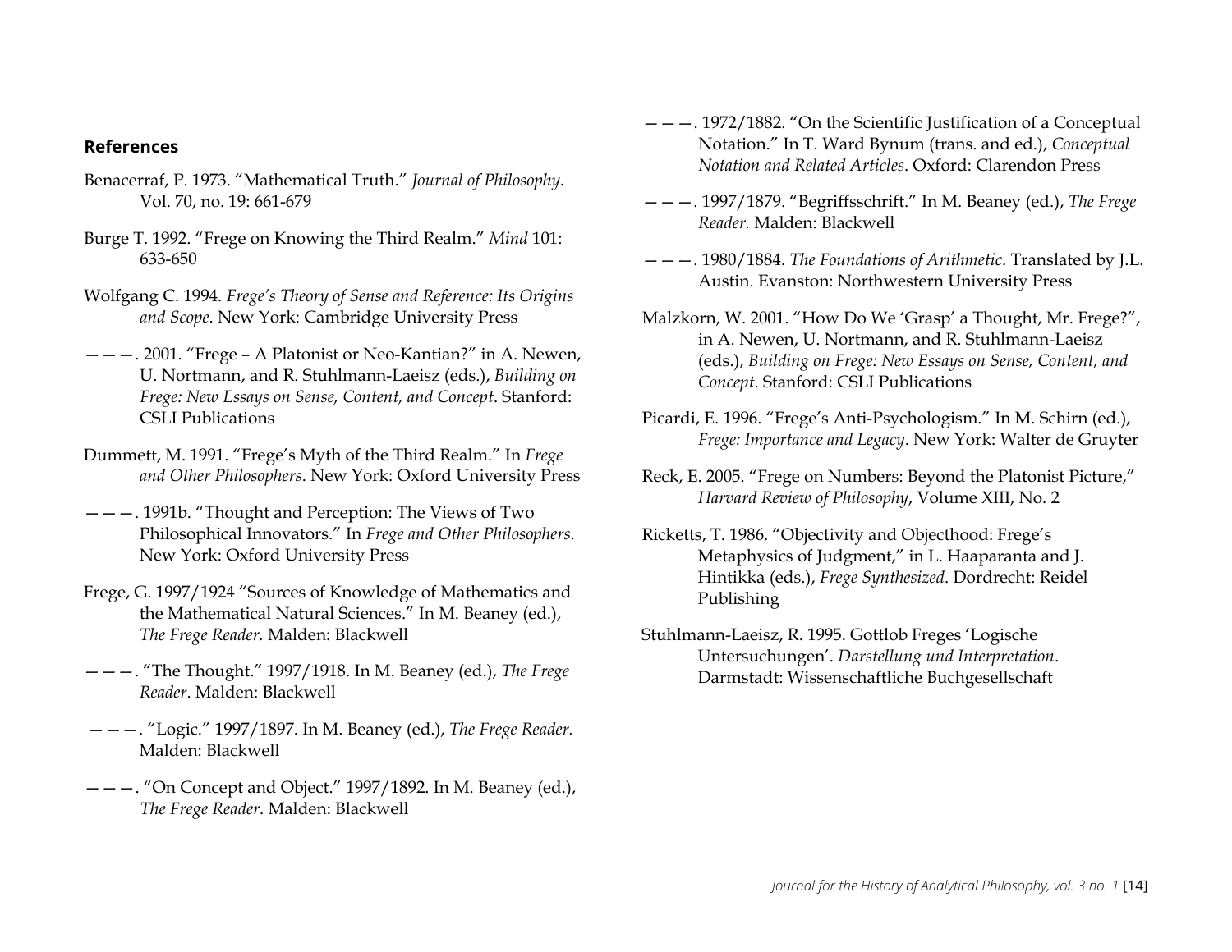## References

Benacerraf, P. 1973. "Mathematical Truth." *Journal of Philosophy*. Vol. 70, no. 19: 661-679

Burge T. 1992. "Frege on Knowing the Third Realm." *Mind* 101: 633-650

Wolfgang C. 1994. *Frege's Theory of Sense and Reference: Its Origins and Scope*. New York: Cambridge University Press

———. 2001. "Frege – A Platonist or Neo-Kantian?" in A. Newen, U. Nortmann, and R. Stuhlmann-Laeisz (eds.), *Building on Frege: New Essays on Sense, Content, and Concept*. Stanford: CSLI Publications

Dummett, M. 1991. "Frege's Myth of the Third Realm." In *Frege and Other Philosophers*. New York: Oxford University Press

———. 1991b. "Thought and Perception: The Views of Two Philosophical Innovators." In *Frege and Other Philosophers*. New York: Oxford University Press

Frege, G. 1997/1924 "Sources of Knowledge of Mathematics and the Mathematical Natural Sciences." In M. Beaney (ed.), *The Frege Reader.* Malden: Blackwell

———. "The Thought." 1997/1918. In M. Beaney (ed.), *The Frege Reader*. Malden: Blackwell

———. "Logic." 1997/1897. In M. Beaney (ed.), *The Frege Reader.* Malden: Blackwell

———. "On Concept and Object." 1997/1892. In M. Beaney (ed.), *The Frege Reader*. Malden: Blackwell

———. 1972/1882. "On the Scientific Justification of a Conceptual Notation." In T. Ward Bynum (trans. and ed.), *Conceptual Notation and Related Articles*. Oxford: Clarendon Press

———. 1997/1879. "Begriffsschrift." In M. Beaney (ed.), *The Frege Reader.* Malden: Blackwell

———. 1980/1884. *The Foundations of Arithmetic*. Translated by J.L. Austin. Evanston: Northwestern University Press

Malzkorn, W. 2001. "How Do We 'Grasp' a Thought, Mr. Frege?", in A. Newen, U. Nortmann, and R. Stuhlmann-Laeisz (eds.), *Building on Frege: New Essays on Sense, Content, and Concept*. Stanford: CSLI Publications

Picardi, E. 1996. "Frege's Anti-Psychologism." In M. Schirn (ed.), *Frege: Importance and Legacy*. New York: Walter de Gruyter

Reck, E. 2005. "Frege on Numbers: Beyond the Platonist Picture," *Harvard Review of Philosophy*, Volume XIII, No. 2

Ricketts, T. 1986. "Objectivity and Objecthood: Frege's Metaphysics of Judgment," in L. Haaparanta and J. Hintikka (eds.), *Frege Synthesized*. Dordrecht: Reidel Publishing

Stuhlmann-Laeisz, R. 1995. Gottlob Freges 'Logische Untersuchungen'. *Darstellung und Interpretation*. Darmstadt: Wissenschaftliche Buchgesellschaft